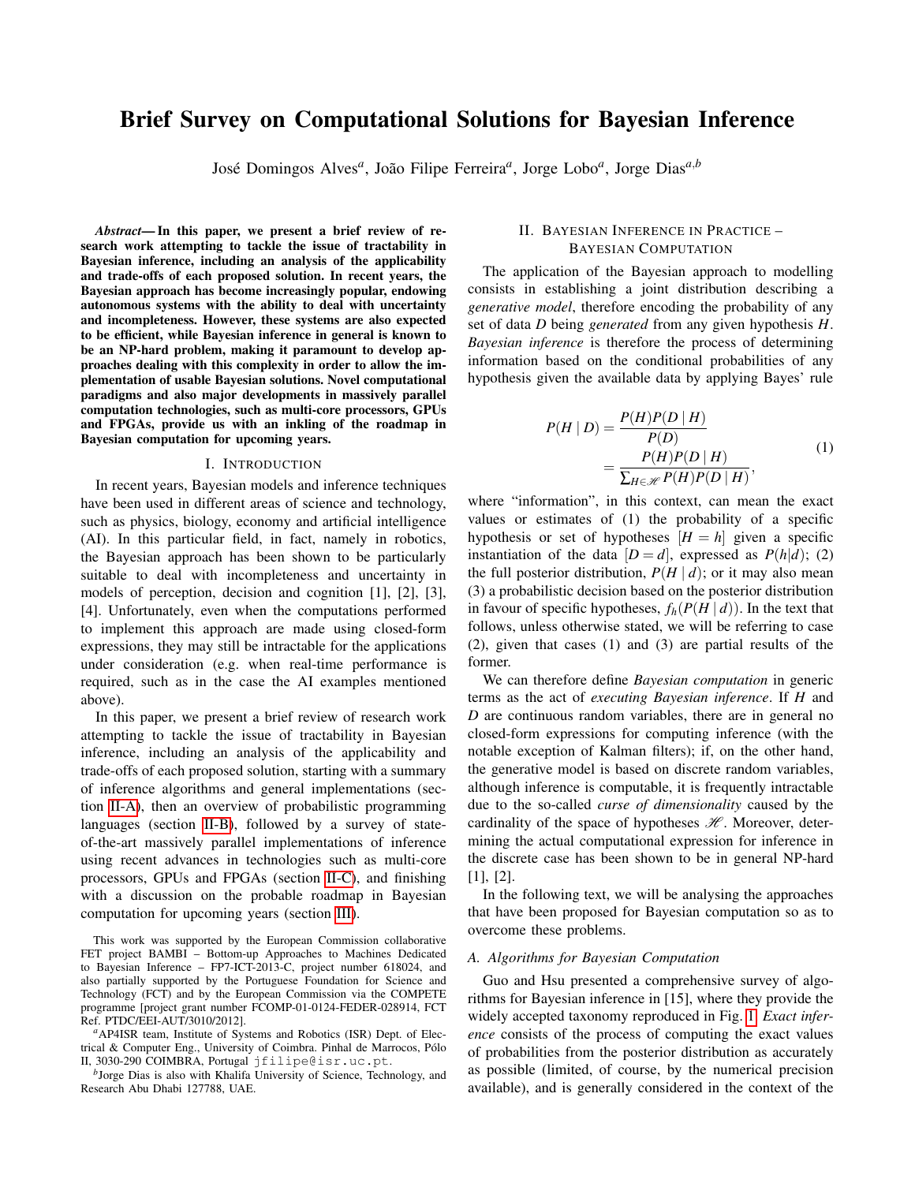# Brief Survey on Computational Solutions for Bayesian Inference

José Domingos Alves[a], João Filipe Ferreira[a], Jorge Lobo[a], Jorge Dias[a,b]

***Abstract*— In this paper, we present a brief review of research work attempting to tackle the issue of tractability in Bayesian inference, including an analysis of the applicability and trade-offs of each proposed solution. In recent years, the Bayesian approach has become increasingly popular, endowing autonomous systems with the ability to deal with uncertainty and incompleteness. However, these systems are also expected to be efficient, while Bayesian inference in general is known to be an NP-hard problem, making it paramount to develop approaches dealing with this complexity in order to allow the implementation of usable Bayesian solutions. Novel computational paradigms and also major developments in massively parallel computation technologies, such as multi-core processors, GPUs and FPGAs, provide us with an inkling of the roadmap in Bayesian computation for upcoming years.**

## I. Introduction

In recent years, Bayesian models and inference techniques have been used in different areas of science and technology, such as physics, biology, economy and artificial intelligence (AI). In this particular field, in fact, namely in robotics, the Bayesian approach has been shown to be particularly suitable to deal with incompleteness and uncertainty in models of perception, decision and cognition [1], [2], [3], [4]. Unfortunately, even when the computations performed to implement this approach are made using closed-form expressions, they may still be intractable for the applications under consideration (e.g. when real-time performance is required, such as in the case the AI examples mentioned above).

In this paper, we present a brief review of research work attempting to tackle the issue of tractability in Bayesian inference, including an analysis of the applicability and trade-offs of each proposed solution, starting with a summary of inference algorithms and general implementations (section II-A), then an overview of probabilistic programming languages (section II-B), followed by a survey of state-of-the-art massively parallel implementations of inference using recent advances in technologies such as multi-core processors, GPUs and FPGAs (section II-C), and finishing with a discussion on the probable roadmap in Bayesian computation for upcoming years (section III).

This work was supported by the European Commission collaborative FET project BAMBI – Bottom-up Approaches to Machines Dedicated to Bayesian Inference – FP7-ICT-2013-C, project number 618024, and also partially supported by the Portuguese Foundation for Science and Technology (FCT) and by the European Commission via the COMPETE programme [project grant number FCOMP-01-0124-FEDER-028914, FCT Ref. PTDC/EEI-AUT/3010/2012].

[a]AP4ISR team, Institute of Systems and Robotics (ISR) Dept. of Electrical & Computer Eng., University of Coimbra. Pinhal de Marrocos, Pólo II, 3030-290 COIMBRA, Portugal jfilipe@isr.uc.pt.

[b]Jorge Dias is also with Khalifa University of Science, Technology, and Research Abu Dhabi 127788, UAE.

## II. Bayesian Inference in Practice – Bayesian Computation

The application of the Bayesian approach to modelling consists in establishing a joint distribution describing a *generative model*, therefore encoding the probability of any set of data $D$ being *generated* from any given hypothesis $H$. *Bayesian inference* is therefore the process of determining information based on the conditional probabilities of any hypothesis given the available data by applying Bayes' rule

$$
\begin{aligned}
P(H \mid D) &= \frac{P(H)P(D \mid H)}{P(D)} \\
&= \frac{P(H)P(D \mid H)}{\sum_{H \in \mathscr{H}} P(H)P(D \mid H)},
\end{aligned}
\tag{1}
$$

where "information", in this context, can mean the exact values or estimates of (1) the probability of a specific hypothesis or set of hypotheses $[H = h]$ given a specific instantiation of the data $[D = d]$, expressed as $P(h|d)$; (2) the full posterior distribution, $P(H \mid d)$; or it may also mean (3) a probabilistic decision based on the posterior distribution in favour of specific hypotheses, $f_h(P(H \mid d))$. In the text that follows, unless otherwise stated, we will be referring to case (2), given that cases (1) and (3) are partial results of the former.

We can therefore define *Bayesian computation* in generic terms as the act of *executing Bayesian inference*. If $H$ and $D$ are continuous random variables, there are in general no closed-form expressions for computing inference (with the notable exception of Kalman filters); if, on the other hand, the generative model is based on discrete random variables, although inference is computable, it is frequently intractable due to the so-called *curse of dimensionality* caused by the cardinality of the space of hypotheses $\mathscr{H}$. Moreover, determining the actual computational expression for inference in the discrete case has been shown to be in general NP-hard [1], [2].

In the following text, we will be analysing the approaches that have been proposed for Bayesian computation so as to overcome these problems.

### A. Algorithms for Bayesian Computation

Guo and Hsu presented a comprehensive survey of algorithms for Bayesian inference in [15], where they provide the widely accepted taxonomy reproduced in Fig. 1. *Exact inference* consists of the process of computing the exact values of probabilities from the posterior distribution as accurately as possible (limited, of course, by the numerical precision available), and is generally considered in the context of the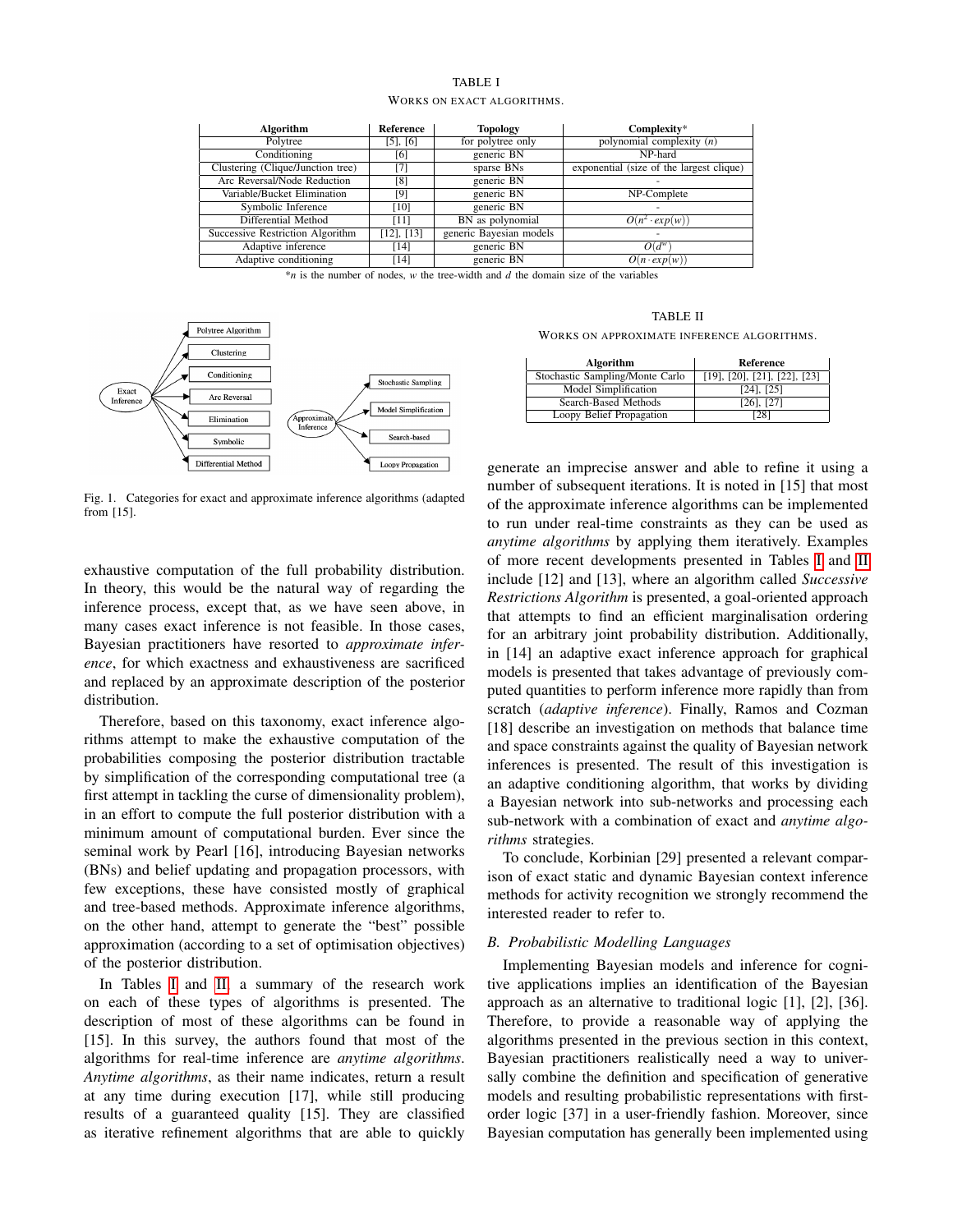TABLE I

WORKS ON EXACT ALGORITHMS.

| Algorithm | Reference | Topology | Complexity* |
|---|---|---|---|
| Polytree | [5], [6] | for polytree only | polynomial complexity ($n$) |
| Conditioning | [6] | generic BN | NP-hard |
| Clustering (Clique/Junction tree) | [7] | sparse BNs | exponential (size of the largest clique) |
| Arc Reversal/Node Reduction | [8] | generic BN | - |
| Variable/Bucket Elimination | [9] | generic BN | NP-Complete |
| Symbolic Inference | [10] | generic BN | - |
| Differential Method | [11] | BN as polynomial | $O(n^2 \cdot exp(w))$ |
| Successive Restriction Algorithm | [12], [13] | generic Bayesian models | - |
| Adaptive inference | [14] | generic BN | $O(d^w)$ |
| Adaptive conditioning | [14] | generic BN | $O(n \cdot exp(w))$ |

*$n$ is the number of nodes, $w$ the tree-width and $d$ the domain size of the variables

Fig. 1. Categories for exact and approximate inference algorithms (adapted from [15].

exhaustive computation of the full probability distribution. In theory, this would be the natural way of regarding the inference process, except that, as we have seen above, in many cases exact inference is not feasible. In those cases, Bayesian practitioners have resorted to *approximate inference*, for which exactness and exhaustiveness are sacrificed and replaced by an approximate description of the posterior distribution.

Therefore, based on this taxonomy, exact inference algorithms attempt to make the exhaustive computation of the probabilities composing the posterior distribution tractable by simplification of the corresponding computational tree (a first attempt in tackling the curse of dimensionality problem), in an effort to compute the full posterior distribution with a minimum amount of computational burden. Ever since the seminal work by Pearl [16], introducing Bayesian networks (BNs) and belief updating and propagation processors, with few exceptions, these have consisted mostly of graphical and tree-based methods. Approximate inference algorithms, on the other hand, attempt to generate the "best" possible approximation (according to a set of optimisation objectives) of the posterior distribution.

In Tables I and II a summary of the research work on each of these types of algorithms is presented. The description of most of these algorithms can be found in [15]. In this survey, the authors found that the best algorithms for real-time inference are *anytime algorithms*. *Anytime algorithms*, as their name indicates, return a result at any time during execution [17], while still producing results of a guaranteed quality [15]. They are classified as iterative refinement algorithms that are able to quickly generate an imprecise answer and able to refine it using a number of subsequent iterations. It is noted in [15] that most of the approximate inference algorithms can be implemented to run under real-time constraints as they can be used as *anytime algorithms* by applying them iteratively. Examples of more recent developments presented in Tables I and II include [12] and [13], where an algorithm called *Successive Restrictions Algorithm* is presented, a goal-oriented approach that attempts to find an efficient marginalisation ordering for an arbitrary joint probability distribution. Additionally, in [14] an adaptive exact inference approach for graphical models is presented that takes advantage of previously computed quantities to perform inference more rapidly than from scratch (*adaptive inference*). Finally, Ramos and Cozman [18] describe an investigation on methods that balance time and space constraints against the quality of Bayesian network inferences is presented. The result of this investigation is an adaptive conditioning algorithm, that works by dividing a Bayesian network into sub-networks and processing each sub-network with a combination of exact and *anytime algorithms* strategies.

TABLE II

WORKS ON APPROXIMATE INFERENCE ALGORITHMS.

| Algorithm | Reference |
|---|---|
| Stochastic Sampling/Monte Carlo | [19], [20], [21], [22], [23] |
| Model Simplification | [24], [25] |
| Search-Based Methods | [26], [27] |
| Loopy Belief Propagation | [28] |

To conclude, Korbinian [29] presented a relevant comparison of exact static and dynamic Bayesian context inference methods for activity recognition we strongly recommend the interested reader to refer to.

### B. Probabilistic Modelling Languages

Implementing Bayesian models and inference for cognitive applications implies an identification of the Bayesian approach as an alternative to traditional logic [1], [2], [36]. Therefore, to provide a reasonable way of applying the algorithms presented in the previous section in this context, Bayesian practitioners realistically need a way to universally combine the definition and specification of generative models and resulting probabilistic representations with first-order logic [37] in a user-friendly fashion. Moreover, since Bayesian computation has generally been implemented using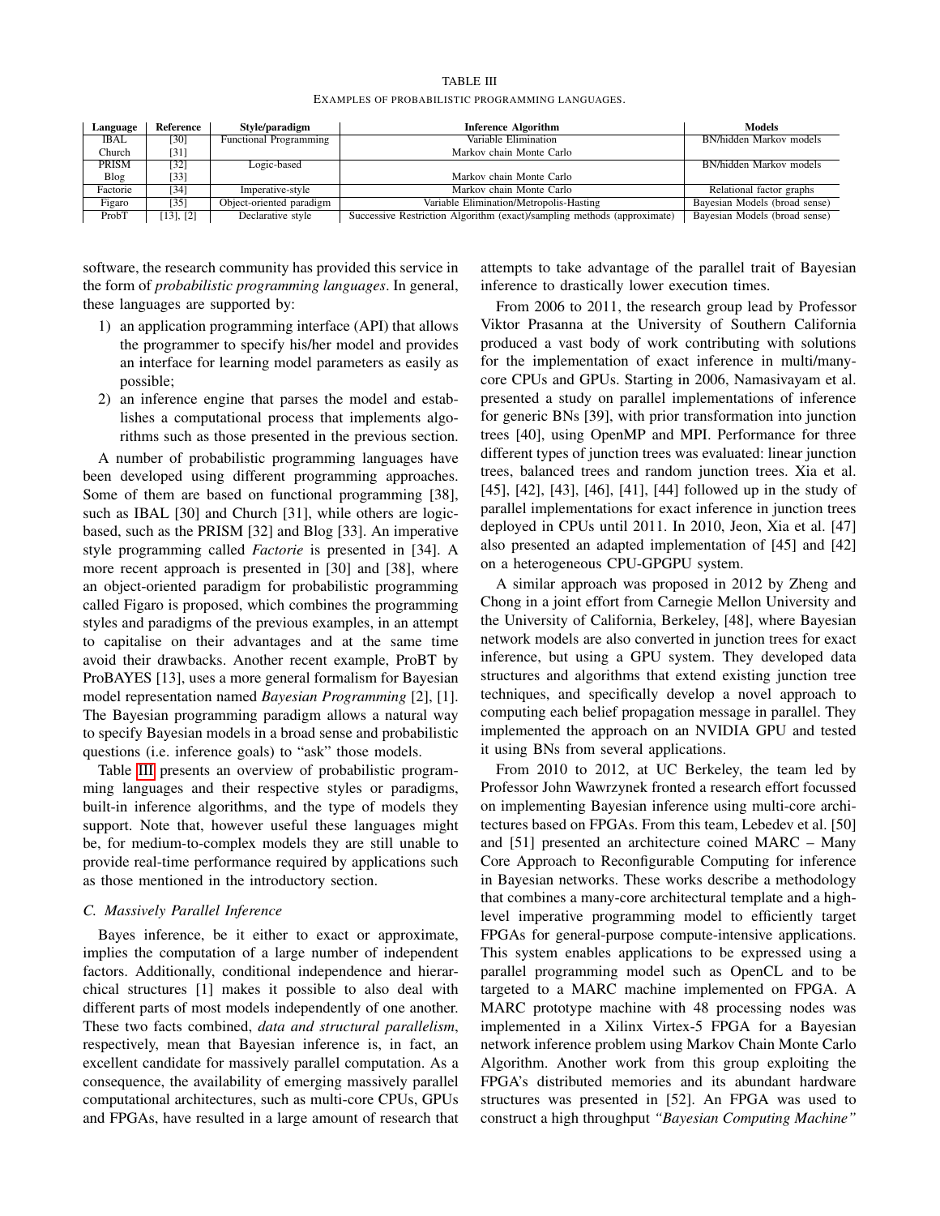TABLE III
EXAMPLES OF PROBABILISTIC PROGRAMMING LANGUAGES.

| Language | Reference | Style/paradigm | Inference Algorithm | Models |
|---|---|---|---|---|
| IBAL | [30] | Functional Programming | Variable Elimination | BN/hidden Markov models |
| Church | [31] | | Markov chain Monte Carlo | |
| PRISM | [32] | Logic-based | | BN/hidden Markov models |
| Blog | [33] | | Markov chain Monte Carlo | |
| Factorie | [34] | Imperative-style | Markov chain Monte Carlo | Relational factor graphs |
| Figaro | [35] | Object-oriented paradigm | Variable Elimination/Metropolis-Hasting | Bayesian Models (broad sense) |
| ProbT | [13], [2] | Declarative style | Successive Restriction Algorithm (exact)/sampling methods (approximate) | Bayesian Models (broad sense) |

software, the research community has provided this service in the form of *probabilistic programming languages*. In general, these languages are supported by:

1) an application programming interface (API) that allows the programmer to specify his/her model and provides an interface for learning model parameters as easily as possible;
2) an inference engine that parses the model and establishes a computational process that implements algorithms such as those presented in the previous section.

A number of probabilistic programming languages have been developed using different programming approaches. Some of them are based on functional programming [38], such as IBAL [30] and Church [31], while others are logic-based, such as the PRISM [32] and Blog [33]. An imperative style programming called *Factorie* is presented in [34]. A more recent approach is presented in [30] and [38], where an object-oriented paradigm for probabilistic programming called Figaro is proposed, which combines the programming styles and paradigms of the previous examples, in an attempt to capitalise on their advantages and at the same time avoid their drawbacks. Another recent example, ProBT by ProBAYES [13], uses a more general formalism for Bayesian model representation named *Bayesian Programming* [2], [1]. The Bayesian programming paradigm allows a natural way to specify Bayesian models in a broad sense and probabilistic questions (i.e. inference goals) to "ask" those models.

Table III presents an overview of probabilistic programming languages and their respective styles or paradigms, built-in inference algorithms, and the type of models they support. Note that, however useful these languages might be, for medium-to-complex models they are still unable to provide real-time performance required by applications such as those mentioned in the introductory section.

### C. Massively Parallel Inference

Bayes inference, be it either to exact or approximate, implies the computation of a large number of independent factors. Additionally, conditional independence and hierarchical structures [1] makes it possible to also deal with different parts of most models independently of one another. These two facts combined, *data and structural parallelism*, respectively, mean that Bayesian inference is, in fact, an excellent candidate for massively parallel computation. As a consequence, the availability of emerging massively parallel computational architectures, such as multi-core CPUs, GPUs and FPGAs, have resulted in a large amount of research that attempts to take advantage of the parallel trait of Bayesian inference to drastically lower execution times.

From 2006 to 2011, the research group lead by Professor Viktor Prasanna at the University of Southern California produced a vast body of work contributing with solutions for the implementation of exact inference in multi/many-core CPUs and GPUs. Starting in 2006, Namasivayam et al. presented a study on parallel implementations of inference for generic BNs [39], with prior transformation into junction trees [40], using OpenMP and MPI. Performance for three different types of junction trees was evaluated: linear junction trees, balanced trees and random junction trees. Xia et al. [45], [42], [43], [46], [41], [44] followed up in the study of parallel implementations for exact inference in junction trees deployed in CPUs until 2011. In 2010, Jeon, Xia et al. [47] also presented an adapted implementation of [45] and [42] on a heterogeneous CPU-GPGPU system.

A similar approach was proposed in 2012 by Zheng and Chong in a joint effort from Carnegie Mellon University and the University of California, Berkeley, [48], where Bayesian network models are also converted in junction trees for exact inference, but using a GPU system. They developed data structures and algorithms that extend existing junction tree techniques, and specifically develop a novel approach to computing each belief propagation message in parallel. They implemented the approach on an NVIDIA GPU and tested it using BNs from several applications.

From 2010 to 2012, at UC Berkeley, the team led by Professor John Wawrzynek fronted a research effort focussed on implementing Bayesian inference using multi-core architectures based on FPGAs. From this team, Lebedev et al. [50] and [51] presented an architecture coined MARC – Many Core Approach to Reconfigurable Computing for inference in Bayesian networks. These works describe a methodology that combines a many-core architectural template and a high-level imperative programming model to efficiently target FPGAs for general-purpose compute-intensive applications. This system enables applications to be expressed using a parallel programming model such as OpenCL and to be targeted to a MARC machine implemented on FPGA. A MARC prototype machine with 48 processing nodes was implemented in a Xilinx Virtex-5 FPGA for a Bayesian network inference problem using Markov Chain Monte Carlo Algorithm. Another work from this group exploiting the FPGA's distributed memories and its abundant hardware structures was presented in [52]. An FPGA was used to construct a high throughput *"Bayesian Computing Machine"*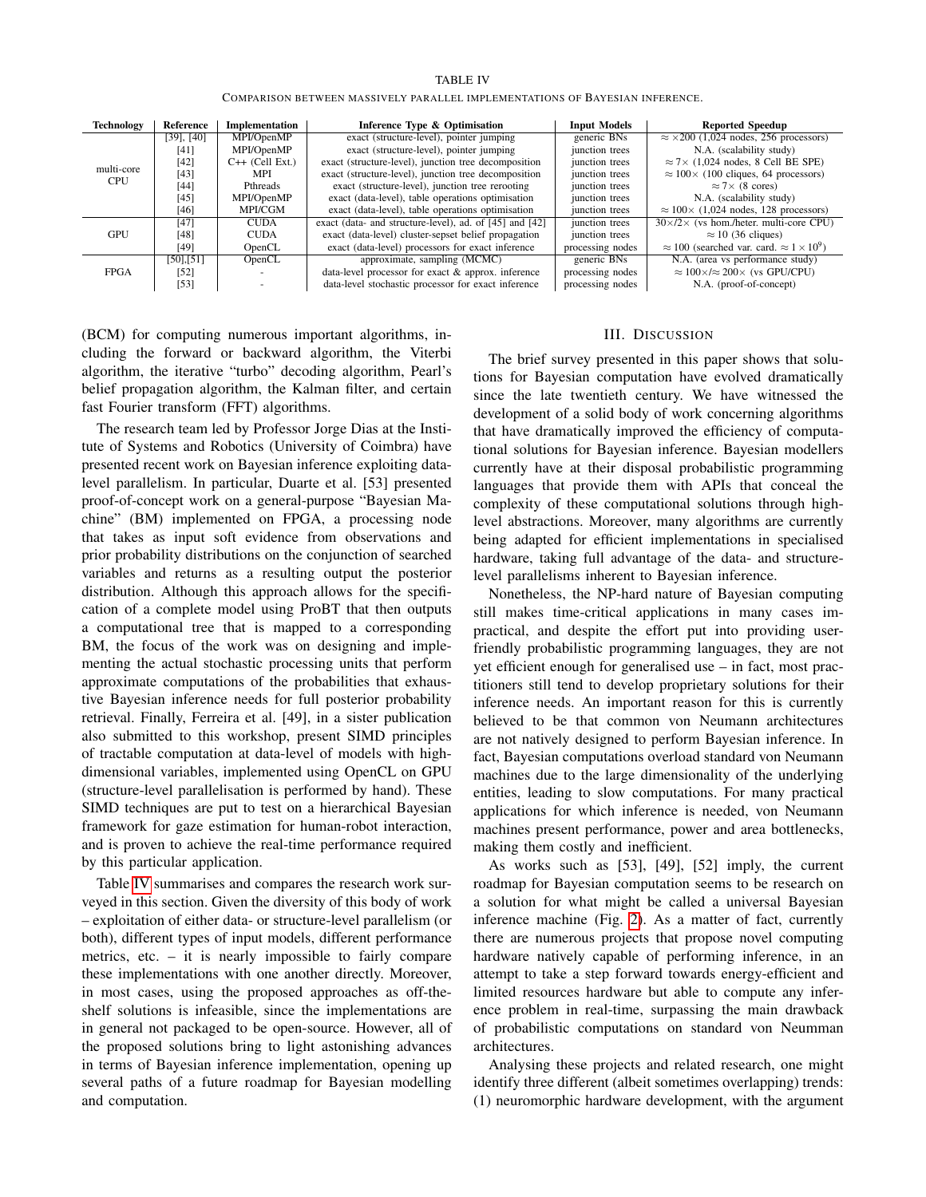TABLE IV

COMPARISON BETWEEN MASSIVELY PARALLEL IMPLEMENTATIONS OF BAYESIAN INFERENCE.

| Technology | Reference | Implementation | Inference Type & Optimisation | Input Models | Reported Speedup |
|---|---|---|---|---|---|
| multi-core CPU | [39], [40] | MPI/OpenMP | exact (structure-level), pointer jumping | generic BNs | $\approx \times 200$ (1,024 nodes, 256 processors) |
| | [41] | MPI/OpenMP | exact (structure-level), pointer jumping | junction trees | N.A. (scalability study) |
| | [42] | C++ (Cell Ext.) | exact (structure-level), junction tree decomposition | junction trees | $\approx 7\times$ (1,024 nodes, 8 Cell BE SPE) |
| | [43] | MPI | exact (structure-level), junction tree decomposition | junction trees | $\approx 100\times$ (100 cliques, 64 processors) |
| | [44] | Pthreads | exact (structure-level), junction tree rerooting | junction trees | $\approx 7\times$ (8 cores) |
| | [45] | MPI/OpenMP | exact (data-level), table operations optimisation | junction trees | N.A. (scalability study) |
| | [46] | MPI/CGM | exact (data-level), table operations optimisation | junction trees | $\approx 100\times$ (1,024 nodes, 128 processors) |
| GPU | [47] | CUDA | exact (data- and structure-level), ad. of [45] and [42] | junction trees | $30\times/2\times$ (vs hom./heter. multi-core CPU) |
| | [48] | CUDA | exact (data-level) cluster-sepset belief propagation | junction trees | $\approx 10$ (36 cliques) |
| | [49] | OpenCL | exact (data-level) processors for exact inference | processing nodes | $\approx 100$ (searched var. card. $\approx 1 \times 10^9$) |
| FPGA | [50],[51] | OpenCL | approximate, sampling (MCMC) | generic BNs | N.A. (area vs performance study) |
| | [52] | - | data-level processor for exact & approx. inference | processing nodes | $\approx 100\times/\approx 200\times$ (vs GPU/CPU) |
| | [53] | - | data-level stochastic processor for exact inference | processing nodes | N.A. (proof-of-concept) |

(BCM) for computing numerous important algorithms, including the forward or backward algorithm, the Viterbi algorithm, the iterative "turbo" decoding algorithm, Pearl's belief propagation algorithm, the Kalman filter, and certain fast Fourier transform (FFT) algorithms.

The research team led by Professor Jorge Dias at the Institute of Systems and Robotics (University of Coimbra) have presented recent work on Bayesian inference exploiting data-level parallelism. In particular, Duarte et al. [53] presented proof-of-concept work on a general-purpose "Bayesian Machine" (BM) implemented on FPGA, a processing node that takes as input soft evidence from observations and prior probability distributions on the conjunction of searched variables and returns as a resulting output the posterior distribution. Although this approach allows for the specification of a complete model using ProBT that then outputs a computational tree that is mapped to a corresponding BM, the focus of the work was on designing and implementing the actual stochastic processing units that perform approximate computations of the probabilities that exhaustive Bayesian inference needs for full posterior probability retrieval. Finally, Ferreira et al. [49], in a sister publication also submitted to this workshop, present SIMD principles of tractable computation at data-level of models with high-dimensional variables, implemented using OpenCL on GPU (structure-level parallelisation is performed by hand). These SIMD techniques are put to test on a hierarchical Bayesian framework for gaze estimation for human-robot interaction, and is proven to achieve the real-time performance required by this particular application.

Table IV summarises and compares the research work surveyed in this section. Given the diversity of this body of work – exploitation of either data- or structure-level parallelism (or both), different types of input models, different performance metrics, etc. – it is nearly impossible to fairly compare these implementations with one another directly. Moreover, in most cases, using the proposed approaches as off-the-shelf solutions is infeasible, since the implementations are in general not packaged to be open-source. However, all of the proposed solutions bring to light astonishing advances in terms of Bayesian inference implementation, opening up several paths of a future roadmap for Bayesian modelling and computation.

## III. DISCUSSION

The brief survey presented in this paper shows that solutions for Bayesian computation have evolved dramatically since the late twentieth century. We have witnessed the development of a solid body of work concerning algorithms that have dramatically improved the efficiency of computational solutions for Bayesian inference. Bayesian modellers currently have at their disposal probabilistic programming languages that provide them with APIs that conceal the complexity of these computational solutions through high-level abstractions. Moreover, many algorithms are currently being adapted for efficient implementations in specialised hardware, taking full advantage of the data- and structure-level parallelisms inherent to Bayesian inference.

Nonetheless, the NP-hard nature of Bayesian computing still makes time-critical applications in many cases impractical, and despite the effort put into providing user-friendly probabilistic programming languages, they are not yet efficient enough for generalised use – in fact, most practitioners still tend to develop proprietary solutions for their inference needs. An important reason for this is currently believed to be that common von Neumann architectures are not natively designed to perform Bayesian inference. In fact, Bayesian computations overload standard von Neumann machines due to the large dimensionality of the underlying entities, leading to slow computations. For many practical applications for which inference is needed, von Neumann machines present performance, power and area bottlenecks, making them costly and inefficient.

As works such as [53], [49], [52] imply, the current roadmap for Bayesian computation seems to be research on a solution for what might be called a universal Bayesian inference machine (Fig. 2). As a matter of fact, currently there are numerous projects that propose novel computing hardware natively capable of performing inference, in an attempt to take a step forward towards energy-efficient and limited resources hardware but able to compute any inference problem in real-time, surpassing the main drawback of probabilistic computations on standard von Neumman architectures.

Analysing these projects and related research, one might identify three different (albeit sometimes overlapping) trends: (1) neuromorphic hardware development, with the argument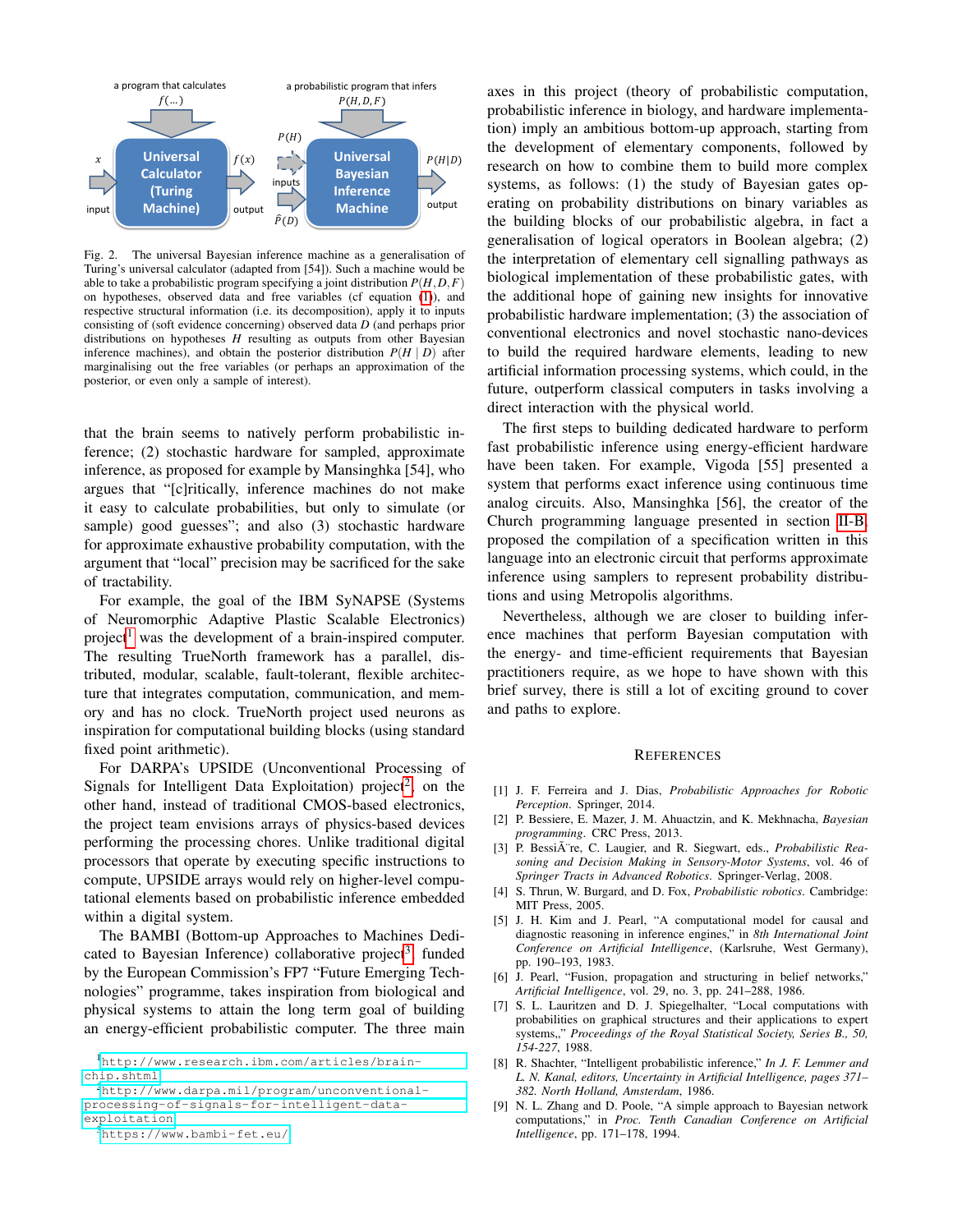a program that calculates $f(\ldots)$

a probabilistic program that infers $P(H, D, F)$

$x$ input → **Universal Calculator (Turing Machine)** → $f(x)$ output

$P(H)$, $\hat{P}(D)$ inputs → **Universal Bayesian Inference Machine** → $P(H|D)$ output

Fig. 2. The universal Bayesian inference machine as a generalisation of Turing's universal calculator (adapted from [54]). Such a machine would be able to take a probabilistic program specifying a joint distribution $P(H, D, F)$ on hypotheses, observed data and free variables (cf equation (1)), and respective structural information (i.e. its decomposition), apply it to inputs consisting of (soft evidence concerning) observed data $D$ (and perhaps prior distributions on hypotheses $H$ resulting as outputs from other Bayesian inference machines), and obtain the posterior distribution $P(H \mid D)$ after marginalising out the free variables (or perhaps an approximation of the posterior, or even only a sample of interest).

that the brain seems to natively perform probabilistic inference; (2) stochastic hardware for sampled, approximate inference, as proposed for example by Mansinghka [54], who argues that "[c]ritically, inference machines do not make it easy to calculate probabilities, but only to simulate (or sample) good guesses"; and also (3) stochastic hardware for approximate exhaustive probability computation, with the argument that "local" precision may be sacrificed for the sake of tractability.

For example, the goal of the IBM SyNAPSE (Systems of Neuromorphic Adaptive Plastic Scalable Electronics) project[1] was the development of a brain-inspired computer. The resulting TrueNorth framework has a parallel, distributed, modular, scalable, fault-tolerant, flexible architecture that integrates computation, communication, and memory and has no clock. TrueNorth project used neurons as inspiration for computational building blocks (using standard fixed point arithmetic).

For DARPA's UPSIDE (Unconventional Processing of Signals for Intelligent Data Exploitation) project[2], on the other hand, instead of traditional CMOS-based electronics, the project team envisions arrays of physics-based devices performing the processing chores. Unlike traditional digital processors that operate by executing specific instructions to compute, UPSIDE arrays would rely on higher-level computational elements based on probabilistic inference embedded within a digital system.

The BAMBI (Bottom-up Approaches to Machines Dedicated to Bayesian Inference) collaborative project[3], funded by the European Commission's FP7 "Future Emerging Technologies" programme, takes inspiration from biological and physical systems to attain the long term goal of building an energy-efficient probabilistic computer. The three main axes in this project (theory of probabilistic computation, probabilistic inference in biology, and hardware implementation) imply an ambitious bottom-up approach, starting from the development of elementary components, followed by research on how to combine them to build more complex systems, as follows: (1) the study of Bayesian gates operating on probability distributions on binary variables as the building blocks of our probabilistic algebra, in fact a generalisation of logical operators in Boolean algebra; (2) the interpretation of elementary cell signalling pathways as biological implementation of these probabilistic gates, with the additional hope of gaining new insights for innovative probabilistic hardware implementation; (3) the association of conventional electronics and novel stochastic nano-devices to build the required hardware elements, leading to new artificial information processing systems, which could, in the future, outperform classical computers in tasks involving a direct interaction with the physical world.

The first steps to building dedicated hardware to perform fast probabilistic inference using energy-efficient hardware have been taken. For example, Vigoda [55] presented a system that performs exact inference using continuous time analog circuits. Also, Mansinghka [56], the creator of the Church programming language presented in section II-B, proposed the compilation of a specification written in this language into an electronic circuit that performs approximate inference using samplers to represent probability distributions and using Metropolis algorithms.

Nevertheless, although we are closer to building inference machines that perform Bayesian computation with the energy- and time-efficient requirements that Bayesian practitioners require, as we hope to have shown with this brief survey, there is still a lot of exciting ground to cover and paths to explore.

[1] http://www.research.ibm.com/articles/brain-chip.shtml

[2] http://www.darpa.mil/program/unconventional-processing-of-signals-for-intelligent-data-exploitation

[3] https://www.bambi-fet.eu/

## References

[1] J. F. Ferreira and J. Dias, *Probabilistic Approaches for Robotic Perception*. Springer, 2014.

[2] P. Bessiere, E. Mazer, J. M. Ahuactzin, and K. Mekhnacha, *Bayesian programming*. CRC Press, 2013.

[3] P. BessiÃ¨re, C. Laugier, and R. Siegwart, eds., *Probabilistic Reasoning and Decision Making in Sensory-Motor Systems*, vol. 46 of *Springer Tracts in Advanced Robotics*. Springer-Verlag, 2008.

[4] S. Thrun, W. Burgard, and D. Fox, *Probabilistic robotics*. Cambridge: MIT Press, 2005.

[5] J. H. Kim and J. Pearl, "A computational model for causal and diagnostic reasoning in inference engines," in *8th International Joint Conference on Artificial Intelligence*, (Karlsruhe, West Germany), pp. 190–193, 1983.

[6] J. Pearl, "Fusion, propagation and structuring in belief networks," *Artificial Intelligence*, vol. 29, no. 3, pp. 241–288, 1986.

[7] S. L. Lauritzen and D. J. Spiegelhalter, "Local computations with probabilities on graphical structures and their applications to expert systems,," *Proceedings of the Royal Statistical Society, Series B., 50, 154-227*, 1988.

[8] R. Shachter, "Intelligent probabilistic inference," *In J. F. Lemmer and L. N. Kanal, editors, Uncertainty in Artificial Intelligence, pages 371–382. North Holland, Amsterdam*, 1986.

[9] N. L. Zhang and D. Poole, "A simple approach to Bayesian network computations," in *Proc. Tenth Canadian Conference on Artificial Intelligence*, pp. 171–178, 1994.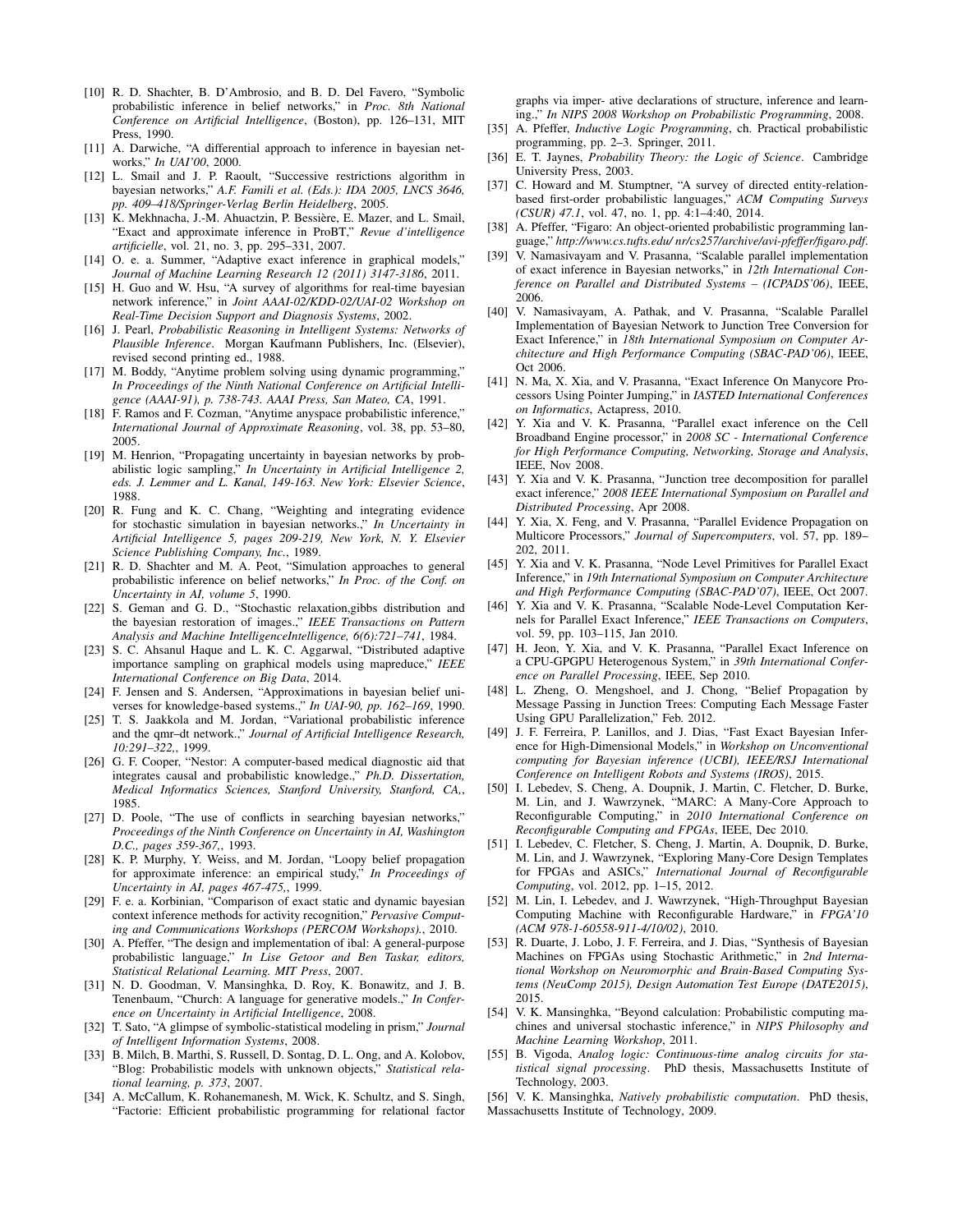[10] R. D. Shachter, B. D'Ambrosio, and B. D. Del Favero, "Symbolic probabilistic inference in belief networks," in *Proc. 8th National Conference on Artificial Intelligence*, (Boston), pp. 126–131, MIT Press, 1990.

[11] A. Darwiche, "A differential approach to inference in bayesian networks," *In UAI'00*, 2000.

[12] L. Smail and J. P. Raoult, "Successive restrictions algorithm in bayesian networks," *A.F. Famili et al. (Eds.): IDA 2005, LNCS 3646, pp. 409–418/Springer-Verlag Berlin Heidelberg*, 2005.

[13] K. Mekhnacha, J.-M. Ahuactzin, P. Bessière, E. Mazer, and L. Smail, "Exact and approximate inference in ProBT," *Revue d'intelligence artificielle*, vol. 21, no. 3, pp. 295–331, 2007.

[14] O. e. a. Summer, "Adaptive exact inference in graphical models," *Journal of Machine Learning Research 12 (2011) 3147-3186*, 2011.

[15] H. Guo and W. Hsu, "A survey of algorithms for real-time bayesian network inference," in *Joint AAAI-02/KDD-02/UAI-02 Workshop on Real-Time Decision Support and Diagnosis Systems*, 2002.

[16] J. Pearl, *Probabilistic Reasoning in Intelligent Systems: Networks of Plausible Inference*. Morgan Kaufmann Publishers, Inc. (Elsevier), revised second printing ed., 1988.

[17] M. Boddy, "Anytime problem solving using dynamic programming," *In Proceedings of the Ninth National Conference on Artificial Intelligence (AAAI-91), p. 738-743. AAAI Press, San Mateo, CA*, 1991.

[18] F. Ramos and F. Cozman, "Anytime anyspace probabilistic inference," *International Journal of Approximate Reasoning*, vol. 38, pp. 53–80, 2005.

[19] M. Henrion, "Propagating uncertainty in bayesian networks by probabilistic logic sampling," *In Uncertainty in Artificial Intelligence 2, eds. J. Lemmer and L. Kanal, 149-163. New York: Elsevier Science*, 1988.

[20] R. Fung and K. C. Chang, "Weighting and integrating evidence for stochastic simulation in bayesian networks.," *In Uncertainty in Artificial Intelligence 5, pages 209-219, New York, N. Y. Elsevier Science Publishing Company, Inc.*, 1989.

[21] R. D. Shachter and M. A. Peot, "Simulation approaches to general probabilistic inference on belief networks," *In Proc. of the Conf. on Uncertainty in AI, volume 5*, 1990.

[22] S. Geman and G. D., "Stochastic relaxation,gibbs distribution and the bayesian restoration of images.," *IEEE Transactions on Pattern Analysis and Machine IntelligenceIntelligence, 6(6):721–741*, 1984.

[23] S. C. Ahsanul Haque and L. K. C. Aggarwal, "Distributed adaptive importance sampling on graphical models using mapreduce," *IEEE International Conference on Big Data*, 2014.

[24] F. Jensen and S. Andersen, "Approximations in bayesian belief universes for knowledge-based systems.," *In UAI-90, pp. 162–169*, 1990.

[25] T. S. Jaakkola and M. Jordan, "Variational probabilistic inference and the qmr–dt network.," *Journal of Artificial Intelligence Research, 10:291–322,*, 1999.

[26] G. F. Cooper, "Nestor: A computer-based medical diagnostic aid that integrates causal and probabilistic knowledge.," *Ph.D. Dissertation, Medical Informatics Sciences, Stanford University, Stanford, CA,*, 1985.

[27] D. Poole, "The use of conflicts in searching bayesian networks," *Proceedings of the Ninth Conference on Uncertainty in AI, Washington D.C., pages 359-367,*, 1993.

[28] K. P. Murphy, Y. Weiss, and M. Jordan, "Loopy belief propagation for approximate inference: an empirical study," *In Proceedings of Uncertainty in AI, pages 467-475,*, 1999.

[29] F. e. a. Korbinian, "Comparison of exact static and dynamic bayesian context inference methods for activity recognition," *Pervasive Computing and Communications Workshops (PERCOM Workshops).*, 2010.

[30] A. Pfeffer, "The design and implementation of ibal: A general-purpose probabilistic language," *In Lise Getoor and Ben Taskar, editors, Statistical Relational Learning. MIT Press*, 2007.

[31] N. D. Goodman, V. Mansinghka, D. Roy, K. Bonawitz, and J. B. Tenenbaum, "Church: A language for generative models.," *In Conference on Uncertainty in Artificial Intelligence*, 2008.

[32] T. Sato, "A glimpse of symbolic-statistical modeling in prism," *Journal of Intelligent Information Systems*, 2008.

[33] B. Milch, B. Marthi, S. Russell, D. Sontag, D. L. Ong, and A. Kolobov, "Blog: Probabilistic models with unknown objects," *Statistical relational learning, p. 373*, 2007.

[34] A. McCallum, K. Rohanemanesh, M. Wick, K. Schultz, and S. Singh, "Factorie: Efficient probabilistic programming for relational factor graphs via imper- ative declarations of structure, inference and learning.," *In NIPS 2008 Workshop on Probabilistic Programming*, 2008.

[35] A. Pfeffer, *Inductive Logic Programming*, ch. Practical probabilistic programming, pp. 2–3. Springer, 2011.

[36] E. T. Jaynes, *Probability Theory: the Logic of Science*. Cambridge University Press, 2003.

[37] C. Howard and M. Stumptner, "A survey of directed entity-relation-based first-order probabilistic languages," *ACM Computing Surveys (CSUR) 47.1*, vol. 47, no. 1, pp. 4:1–4:40, 2014.

[38] A. Pfeffer, "Figaro: An object-oriented probabilistic programming language," *http://www.cs.tufts.edu/ nr/cs257/archive/avi-pfeffer/figaro.pdf*.

[39] V. Namasivayam and V. Prasanna, "Scalable parallel implementation of exact inference in Bayesian networks," in *12th International Conference on Parallel and Distributed Systems – (ICPADS'06)*, IEEE, 2006.

[40] V. Namasivayam, A. Pathak, and V. Prasanna, "Scalable Parallel Implementation of Bayesian Network to Junction Tree Conversion for Exact Inference," in *18th International Symposium on Computer Architecture and High Performance Computing (SBAC-PAD'06)*, IEEE, Oct 2006.

[41] N. Ma, X. Xia, and V. Prasanna, "Exact Inference On Manycore Processors Using Pointer Jumping," in *IASTED International Conferences on Informatics*, Actapress, 2010.

[42] Y. Xia and V. K. Prasanna, "Parallel exact inference on the Cell Broadband Engine processor," in *2008 SC - International Conference for High Performance Computing, Networking, Storage and Analysis*, IEEE, Nov 2008.

[43] Y. Xia and V. K. Prasanna, "Junction tree decomposition for parallel exact inference," *2008 IEEE International Symposium on Parallel and Distributed Processing*, Apr 2008.

[44] Y. Xia, X. Feng, and V. Prasanna, "Parallel Evidence Propagation on Multicore Processors," *Journal of Supercomputers*, vol. 57, pp. 189–202, 2011.

[45] Y. Xia and V. K. Prasanna, "Node Level Primitives for Parallel Exact Inference," in *19th International Symposium on Computer Architecture and High Performance Computing (SBAC-PAD'07)*, IEEE, Oct 2007.

[46] Y. Xia and V. K. Prasanna, "Scalable Node-Level Computation Kernels for Parallel Exact Inference," *IEEE Transactions on Computers*, vol. 59, pp. 103–115, Jan 2010.

[47] H. Jeon, Y. Xia, and V. K. Prasanna, "Parallel Exact Inference on a CPU-GPGPU Heterogenous System," in *39th International Conference on Parallel Processing*, IEEE, Sep 2010.

[48] L. Zheng, O. Mengshoel, and J. Chong, "Belief Propagation by Message Passing in Junction Trees: Computing Each Message Faster Using GPU Parallelization," Feb. 2012.

[49] J. F. Ferreira, P. Lanillos, and J. Dias, "Fast Exact Bayesian Inference for High-Dimensional Models," in *Workshop on Unconventional computing for Bayesian inference (UCBI), IEEE/RSJ International Conference on Intelligent Robots and Systems (IROS)*, 2015.

[50] I. Lebedev, S. Cheng, A. Doupnik, J. Martin, C. Fletcher, D. Burke, M. Lin, and J. Wawrzynek, "MARC: A Many-Core Approach to Reconfigurable Computing," in *2010 International Conference on Reconfigurable Computing and FPGAs*, IEEE, Dec 2010.

[51] I. Lebedev, C. Fletcher, S. Cheng, J. Martin, A. Doupnik, D. Burke, M. Lin, and J. Wawrzynek, "Exploring Many-Core Design Templates for FPGAs and ASICs," *International Journal of Reconfigurable Computing*, vol. 2012, pp. 1–15, 2012.

[52] M. Lin, I. Lebedev, and J. Wawrzynek, "High-Throughput Bayesian Computing Machine with Reconfigurable Hardware," in *FPGA'10 (ACM 978-1-60558-911-4/10/02)*, 2010.

[53] R. Duarte, J. Lobo, J. F. Ferreira, and J. Dias, "Synthesis of Bayesian Machines on FPGAs using Stochastic Arithmetic," in *2nd International Workshop on Neuromorphic and Brain-Based Computing Systems (NeuComp 2015), Design Automation Test Europe (DATE2015)*, 2015.

[54] V. K. Mansinghka, "Beyond calculation: Probabilistic computing machines and universal stochastic inference," in *NIPS Philosophy and Machine Learning Workshop*, 2011.

[55] B. Vigoda, *Analog logic: Continuous-time analog circuits for statistical signal processing*. PhD thesis, Massachusetts Institute of Technology, 2003.

[56] V. K. Mansinghka, *Natively probabilistic computation*. PhD thesis, Massachusetts Institute of Technology, 2009.